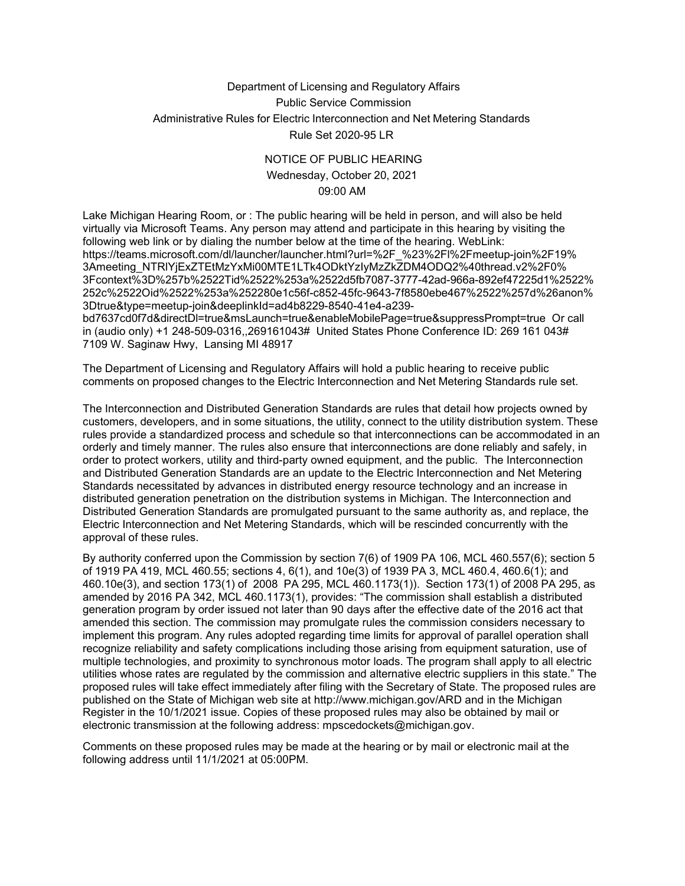Department of Licensing and Regulatory Affairs
Public Service Commission
Administrative Rules for Electric Interconnection and Net Metering Standards
Rule Set 2020-95 LR

NOTICE OF PUBLIC HEARING
Wednesday, October 20, 2021
09:00 AM

Lake Michigan Hearing Room, or : The public hearing will be held in person, and will also be held virtually via Microsoft Teams. Any person may attend and participate in this hearing by visiting the following web link or by dialing the number below at the time of the hearing. WebLink: https://teams.microsoft.com/dl/launcher/launcher.html?url=%2F_%23%2Fl%2Fmeetup-join%2F19%3Ameeting_NTRlYjExZTEtMzYxMi00MTE1LTk4ODktYzIyMzZkZDM4ODQ2%40thread.v2%2F0%3Fcontext%3D%257b%2522Tid%2522%253a%2522d5fb7087-3777-42ad-966a-892ef47225d1%2522%252c%2522Oid%2522%253a%252280e1c56f-c852-45fc-9643-7f8580ebe467%2522%257d%26anon%3Dtrue&type=meetup-join&deeplinkId=ad4b8229-8540-41e4-a239-bd7637cd0f7d&directDl=true&msLaunch=true&enableMobilePage=true&suppressPrompt=true Or call in (audio only) +1 248-509-0316,,269161043# United States Phone Conference ID: 269 161 043#
7109 W. Saginaw Hwy, Lansing MI 48917

The Department of Licensing and Regulatory Affairs will hold a public hearing to receive public comments on proposed changes to the Electric Interconnection and Net Metering Standards rule set.

The Interconnection and Distributed Generation Standards are rules that detail how projects owned by customers, developers, and in some situations, the utility, connect to the utility distribution system. These rules provide a standardized process and schedule so that interconnections can be accommodated in an orderly and timely manner. The rules also ensure that interconnections are done reliably and safely, in order to protect workers, utility and third-party owned equipment, and the public. The Interconnection and Distributed Generation Standards are an update to the Electric Interconnection and Net Metering Standards necessitated by advances in distributed energy resource technology and an increase in distributed generation penetration on the distribution systems in Michigan. The Interconnection and Distributed Generation Standards are promulgated pursuant to the same authority as, and replace, the Electric Interconnection and Net Metering Standards, which will be rescinded concurrently with the approval of these rules.

By authority conferred upon the Commission by section 7(6) of 1909 PA 106, MCL 460.557(6); section 5 of 1919 PA 419, MCL 460.55; sections 4, 6(1), and 10e(3) of 1939 PA 3, MCL 460.4, 460.6(1); and 460.10e(3), and section 173(1) of 2008 PA 295, MCL 460.1173(1)). Section 173(1) of 2008 PA 295, as amended by 2016 PA 342, MCL 460.1173(1), provides: "The commission shall establish a distributed generation program by order issued not later than 90 days after the effective date of the 2016 act that amended this section. The commission may promulgate rules the commission considers necessary to implement this program. Any rules adopted regarding time limits for approval of parallel operation shall recognize reliability and safety complications including those arising from equipment saturation, use of multiple technologies, and proximity to synchronous motor loads. The program shall apply to all electric utilities whose rates are regulated by the commission and alternative electric suppliers in this state." The proposed rules will take effect immediately after filing with the Secretary of State. The proposed rules are published on the State of Michigan web site at http://www.michigan.gov/ARD and in the Michigan Register in the 10/1/2021 issue. Copies of these proposed rules may also be obtained by mail or electronic transmission at the following address: mpscedockets@michigan.gov.

Comments on these proposed rules may be made at the hearing or by mail or electronic mail at the following address until 11/1/2021 at 05:00PM.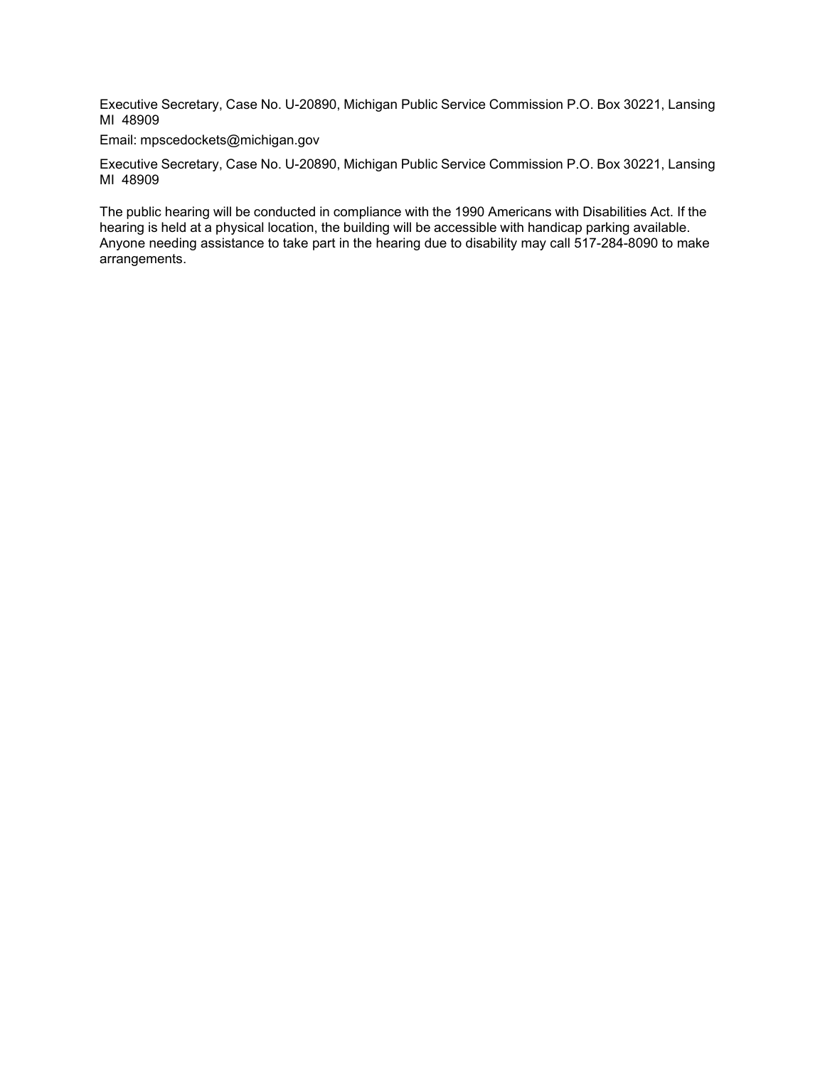Executive Secretary, Case No. U-20890, Michigan Public Service Commission P.O. Box 30221, Lansing MI 48909

Email: mpscedockets@michigan.gov

Executive Secretary, Case No. U-20890, Michigan Public Service Commission P.O. Box 30221, Lansing MI 48909

The public hearing will be conducted in compliance with the 1990 Americans with Disabilities Act. If the hearing is held at a physical location, the building will be accessible with handicap parking available. Anyone needing assistance to take part in the hearing due to disability may call 517-284-8090 to make arrangements.